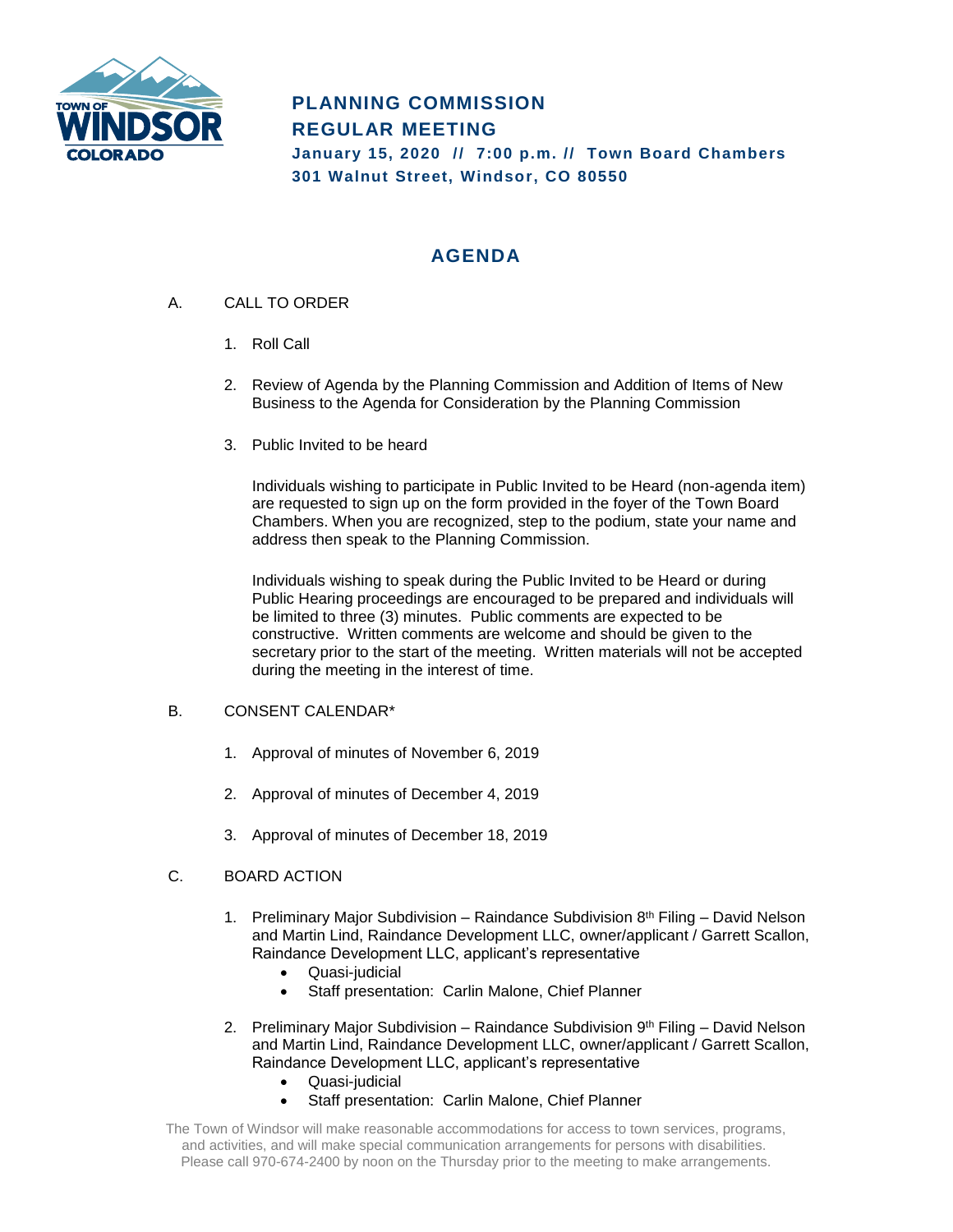# PLANNING COMMISSION
# REGULAR MEETING

**January 15, 2020 // 7:00 p.m. // Town Board Chambers**
**301 Walnut Street, Windsor, CO 80550**

## AGENDA

A. CALL TO ORDER

1. Roll Call

2. Review of Agenda by the Planning Commission and Addition of Items of New Business to the Agenda for Consideration by the Planning Commission

3. Public Invited to be heard

   Individuals wishing to participate in Public Invited to be Heard (non-agenda item) are requested to sign up on the form provided in the foyer of the Town Board Chambers. When you are recognized, step to the podium, state your name and address then speak to the Planning Commission.

   Individuals wishing to speak during the Public Invited to be Heard or during Public Hearing proceedings are encouraged to be prepared and individuals will be limited to three (3) minutes. Public comments are expected to be constructive. Written comments are welcome and should be given to the secretary prior to the start of the meeting. Written materials will not be accepted during the meeting in the interest of time.

B. CONSENT CALENDAR*

1. Approval of minutes of November 6, 2019

2. Approval of minutes of December 4, 2019

3. Approval of minutes of December 18, 2019

C. BOARD ACTION

1. Preliminary Major Subdivision – Raindance Subdivision 8th Filing – David Nelson and Martin Lind, Raindance Development LLC, owner/applicant / Garrett Scallon, Raindance Development LLC, applicant's representative
   - Quasi-judicial
   - Staff presentation: Carlin Malone, Chief Planner

2. Preliminary Major Subdivision – Raindance Subdivision 9th Filing – David Nelson and Martin Lind, Raindance Development LLC, owner/applicant / Garrett Scallon, Raindance Development LLC, applicant's representative
   - Quasi-judicial
   - Staff presentation: Carlin Malone, Chief Planner

The Town of Windsor will make reasonable accommodations for access to town services, programs, and activities, and will make special communication arrangements for persons with disabilities. Please call 970-674-2400 by noon on the Thursday prior to the meeting to make arrangements.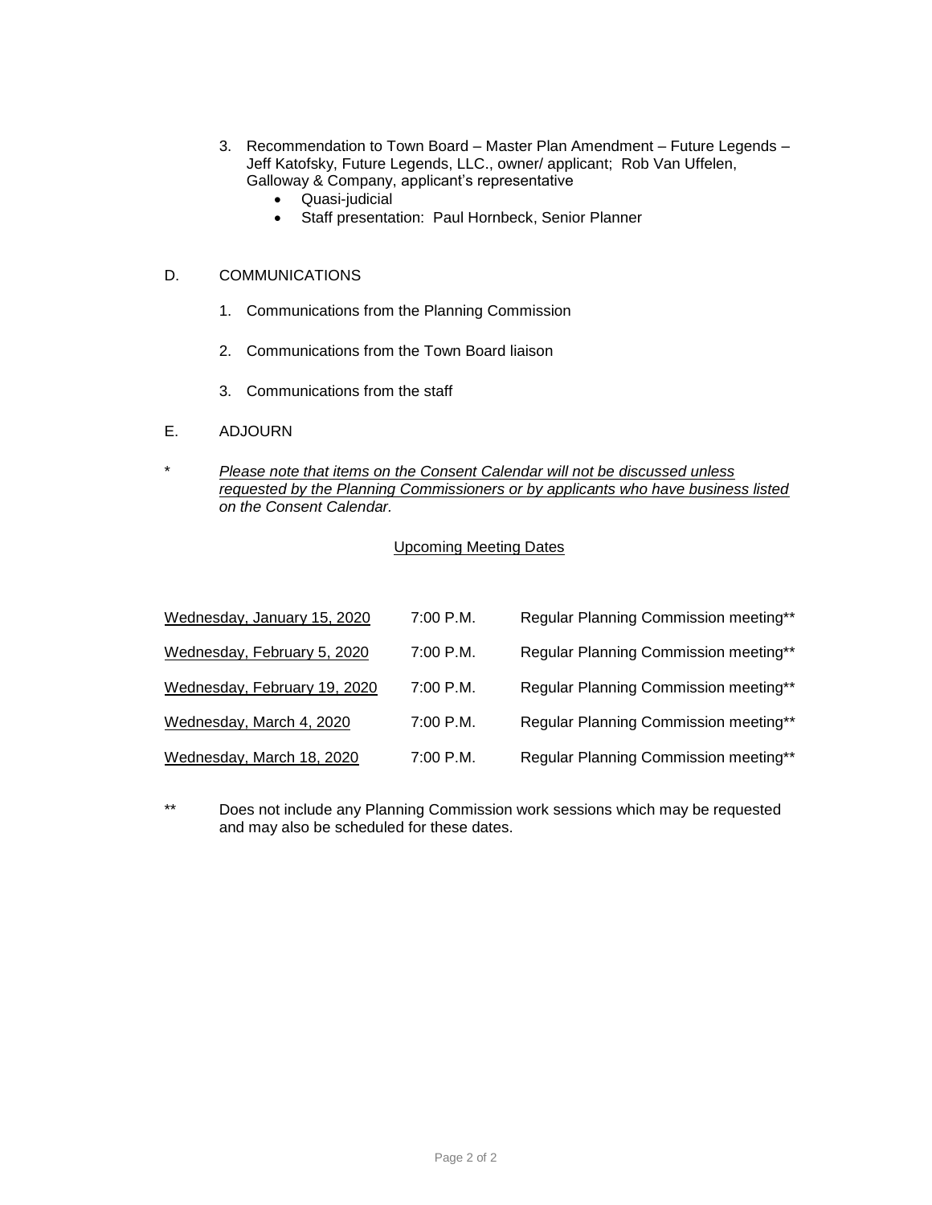3. Recommendation to Town Board – Master Plan Amendment – Future Legends – Jeff Katofsky, Future Legends, LLC., owner/ applicant; Rob Van Uffelen, Galloway & Company, applicant's representative
   - Quasi-judicial
   - Staff presentation: Paul Hornbeck, Senior Planner

D. COMMUNICATIONS

1. Communications from the Planning Commission

2. Communications from the Town Board liaison

3. Communications from the staff

E. ADJOURN

\* *Please note that items on the Consent Calendar will not be discussed unless requested by the Planning Commissioners or by applicants who have business listed on the Consent Calendar*.

Upcoming Meeting Dates

| | | |
|---|---|---|
| Wednesday, January 15, 2020 | 7:00 P.M. | Regular Planning Commission meeting** |
| Wednesday, February 5, 2020 | 7:00 P.M. | Regular Planning Commission meeting** |
| Wednesday, February 19, 2020 | 7:00 P.M. | Regular Planning Commission meeting** |
| Wednesday, March 4, 2020 | 7:00 P.M. | Regular Planning Commission meeting** |
| Wednesday, March 18, 2020 | 7:00 P.M. | Regular Planning Commission meeting** |

\*\* Does not include any Planning Commission work sessions which may be requested and may also be scheduled for these dates.